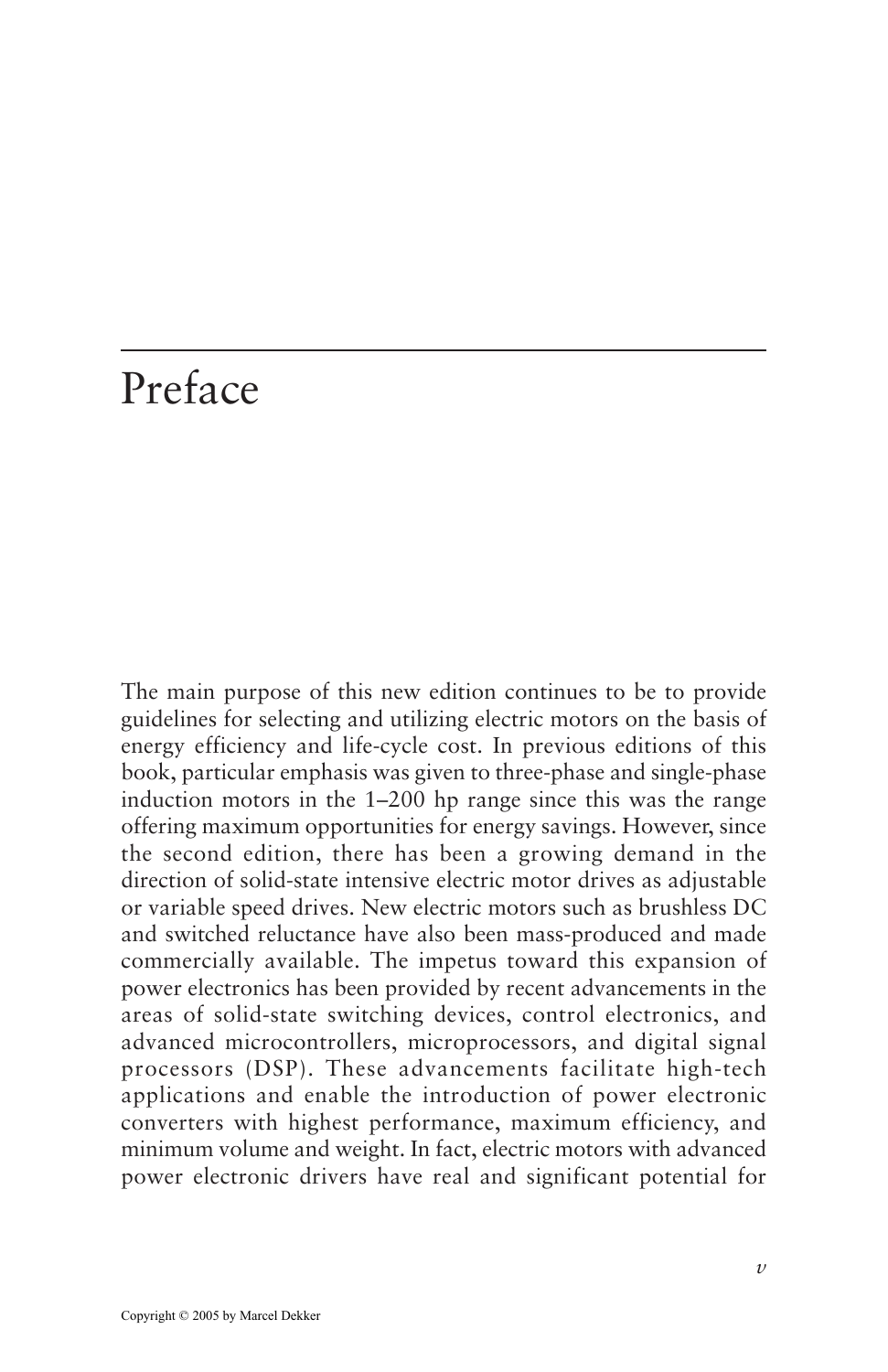# Preface

The main purpose of this new edition continues to be to provide guidelines for selecting and utilizing electric motors on the basis of energy efficiency and life-cycle cost. In previous editions of this book, particular emphasis was given to three-phase and single-phase induction motors in the 1–200 hp range since this was the range offering maximum opportunities for energy savings. However, since the second edition, there has been a growing demand in the direction of solid-state intensive electric motor drives as adjustable or variable speed drives. New electric motors such as brushless DC and switched reluctance have also been mass-produced and made commercially available. The impetus toward this expansion of power electronics has been provided by recent advancements in the areas of solid-state switching devices, control electronics, and advanced microcontrollers, microprocessors, and digital signal processors (DSP). These advancements facilitate high-tech applications and enable the introduction of power electronic converters with highest performance, maximum efficiency, and minimum volume and weight. In fact, electric motors with advanced power electronic drivers have real and significant potential for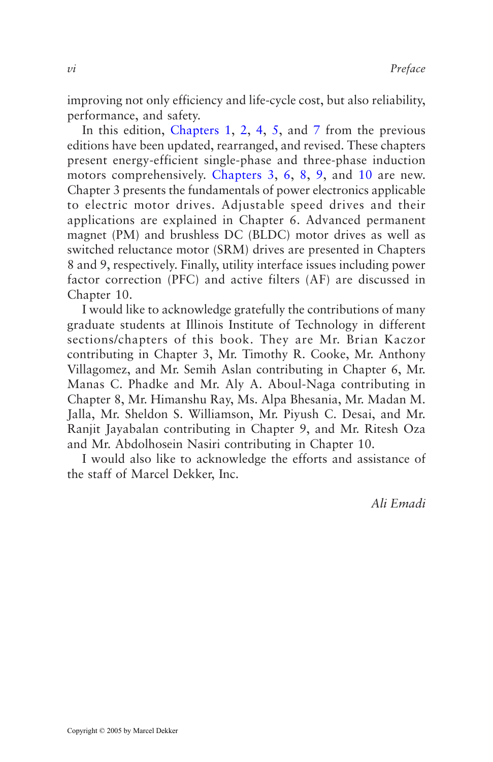improving not only efficiency and life-cycle cost, but also reliability, performance, and safety.

In this edition, Chapters 1, 2, 4, 5, and 7 from the previous editions have been updated, rearranged, and revised. These chapters present energy-efficient single-phase and three-phase induction motors comprehensively. Chapters 3, 6, 8, 9, and 10 are new. Chapter 3 presents the fundamentals of power electronics applicable to electric motor drives. Adjustable speed drives and their applications are explained in Chapter 6. Advanced permanent magnet (PM) and brushless DC (BLDC) motor drives as well as switched reluctance motor (SRM) drives are presented in Chapters 8 and 9, respectively. Finally, utility interface issues including power factor correction (PFC) and active filters (AF) are discussed in Chapter 10.

I would like to acknowledge gratefully the contributions of many graduate students at Illinois Institute of Technology in different sections/chapters of this book. They are Mr. Brian Kaczor contributing in Chapter 3, Mr. Timothy R. Cooke, Mr. Anthony Villagomez, and Mr. Semih Aslan contributing in Chapter 6, Mr. Manas C. Phadke and Mr. Aly A. Aboul-Naga contributing in Chapter 8, Mr. Himanshu Ray, Ms. Alpa Bhesania, Mr. Madan M. Jalla, Mr. Sheldon S. Williamson, Mr. Piyush C. Desai, and Mr. Ranjit Jayabalan contributing in Chapter 9, and Mr. Ritesh Oza and Mr. Abdolhosein Nasiri contributing in Chapter 10.

I would also like to acknowledge the efforts and assistance of the staff of Marcel Dekker, Inc.

*Ali Emadi*